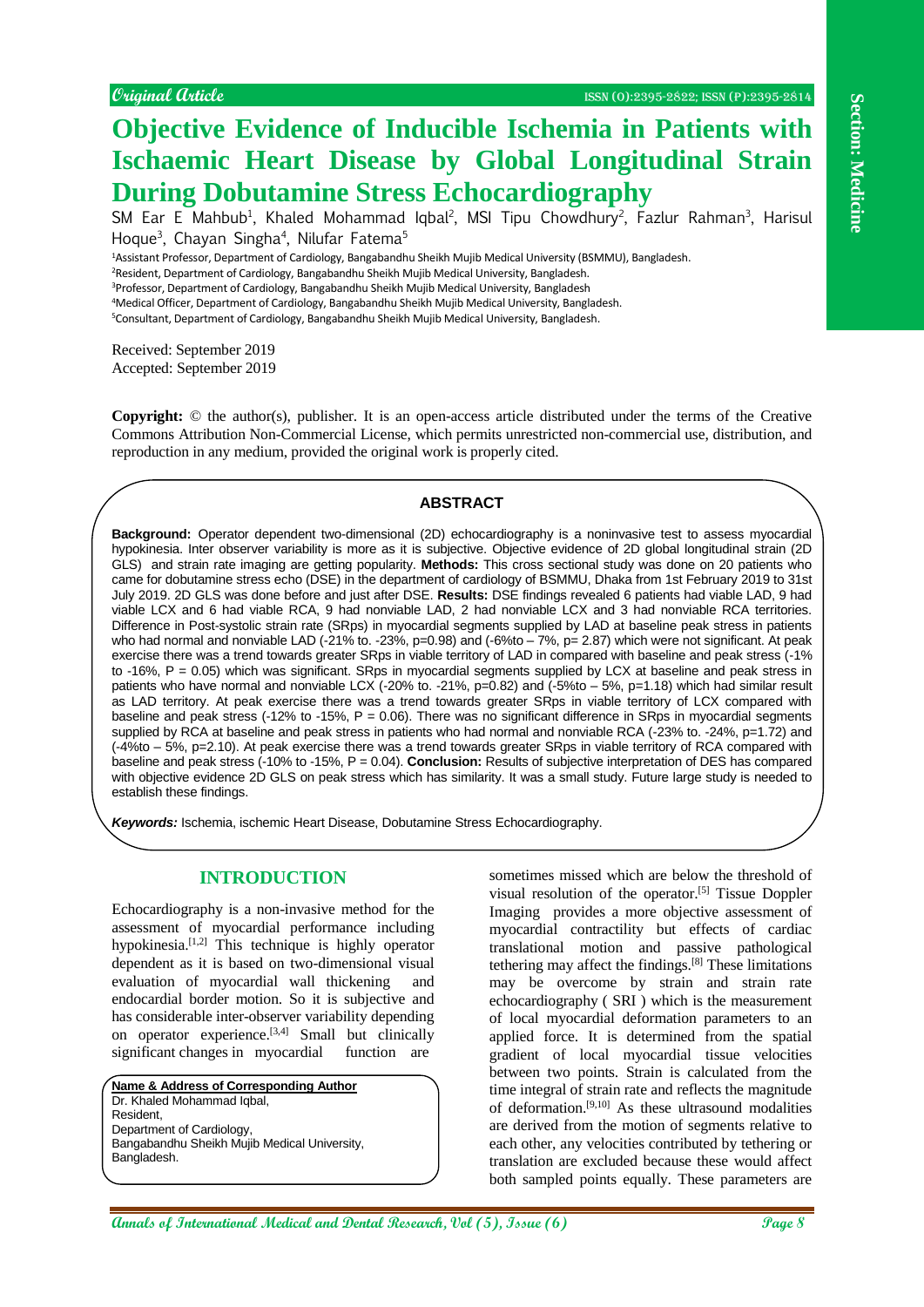Original Article

ISSN (O):2395-2822; ISSN (P):2395-2814

Section: Medicine

# Objective Evidence of Inducible Ischemia in Patients with Ischaemic Heart Disease by Global Longitudinal Strain During Dobutamine Stress Echocardiography

SM Ear E Mahbub[1], Khaled Mohammad Iqbal[2], MSI Tipu Chowdhury[2], Fazlur Rahman[3], Harisul Hoque[3], Chayan Singha[4], Nilufar Fatema[5]

[1]Assistant Professor, Department of Cardiology, Bangabandhu Sheikh Mujib Medical University (BSMMU), Bangladesh.
[2]Resident, Department of Cardiology, Bangabandhu Sheikh Mujib Medical University, Bangladesh.
[3]Professor, Department of Cardiology, Bangabandhu Sheikh Mujib Medical University, Bangladesh
[4]Medical Officer, Department of Cardiology, Bangabandhu Sheikh Mujib Medical University, Bangladesh.
[5]Consultant, Department of Cardiology, Bangabandhu Sheikh Mujib Medical University, Bangladesh.

Received: September 2019
Accepted: September 2019

**Copyright:** © the author(s), publisher. It is an open-access article distributed under the terms of the Creative Commons Attribution Non-Commercial License, which permits unrestricted non-commercial use, distribution, and reproduction in any medium, provided the original work is properly cited.

## ABSTRACT

**Background:** Operator dependent two-dimensional (2D) echocardiography is a noninvasive test to assess myocardial hypokinesia. Inter observer variability is more as it is subjective. Objective evidence of 2D global longitudinal strain (2D GLS) and strain rate imaging are getting popularity. **Methods:** This cross sectional study was done on 20 patients who came for dobutamine stress echo (DSE) in the department of cardiology of BSMMU, Dhaka from 1st February 2019 to 31st July 2019. 2D GLS was done before and just after DSE. **Results:** DSE findings revealed 6 patients had viable LAD, 9 had viable LCX and 6 had viable RCA, 9 had nonviable LAD, 2 had nonviable LCX and 3 had nonviable RCA territories. Difference in Post-systolic strain rate (SRps) in myocardial segments supplied by LAD at baseline peak stress in patients who had normal and nonviable LAD (-21% to. -23%, p=0.98) and (-6%to – 7%, p= 2.87) which were not significant. At peak exercise there was a trend towards greater SRps in viable territory of LAD in compared with baseline and peak stress (-1% to -16%, P = 0.05) which was significant. SRps in myocardial segments supplied by LCX at baseline and peak stress in patients who have normal and nonviable LCX (-20% to. -21%, p=0.82) and (-5%to – 5%, p=1.18) which had similar result as LAD territory. At peak exercise there was a trend towards greater SRps in viable territory of LCX compared with baseline and peak stress (-12% to -15%, P = 0.06). There was no significant difference in SRps in myocardial segments supplied by RCA at baseline and peak stress in patients who had normal and nonviable RCA (-23% to. -24%, p=1.72) and (-4%to – 5%, p=2.10). At peak exercise there was a trend towards greater SRps in viable territory of RCA compared with baseline and peak stress (-10% to -15%, P = 0.04). **Conclusion:** Results of subjective interpretation of DES has compared with objective evidence 2D GLS on peak stress which has similarity. It was a small study. Future large study is needed to establish these findings.

***Keywords:*** Ischemia, ischemic Heart Disease, Dobutamine Stress Echocardiography.

## INTRODUCTION

Echocardiography is a non-invasive method for the assessment of myocardial performance including hypokinesia.[1,2] This technique is highly operator dependent as it is based on two-dimensional visual evaluation of myocardial wall thickening and endocardial border motion. So it is subjective and has considerable inter-observer variability depending on operator experience.[3,4] Small but clinically significant changes in myocardial function are sometimes missed which are below the threshold of visual resolution of the operator.[5] Tissue Doppler Imaging provides a more objective assessment of myocardial contractility but effects of cardiac translational motion and passive pathological tethering may affect the findings.[8] These limitations may be overcome by strain and strain rate echocardiography ( SRI ) which is the measurement of local myocardial deformation parameters to an applied force. It is determined from the spatial gradient of local myocardial tissue velocities between two points. Strain is calculated from the time integral of strain rate and reflects the magnitude of deformation.[9,10] As these ultrasound modalities are derived from the motion of segments relative to each other, any velocities contributed by tethering or translation are excluded because these would affect both sampled points equally. These parameters are

**Name & Address of Corresponding Author**
Dr. Khaled Mohammad Iqbal,
Resident,
Department of Cardiology,
Bangabandhu Sheikh Mujib Medical University,
Bangladesh.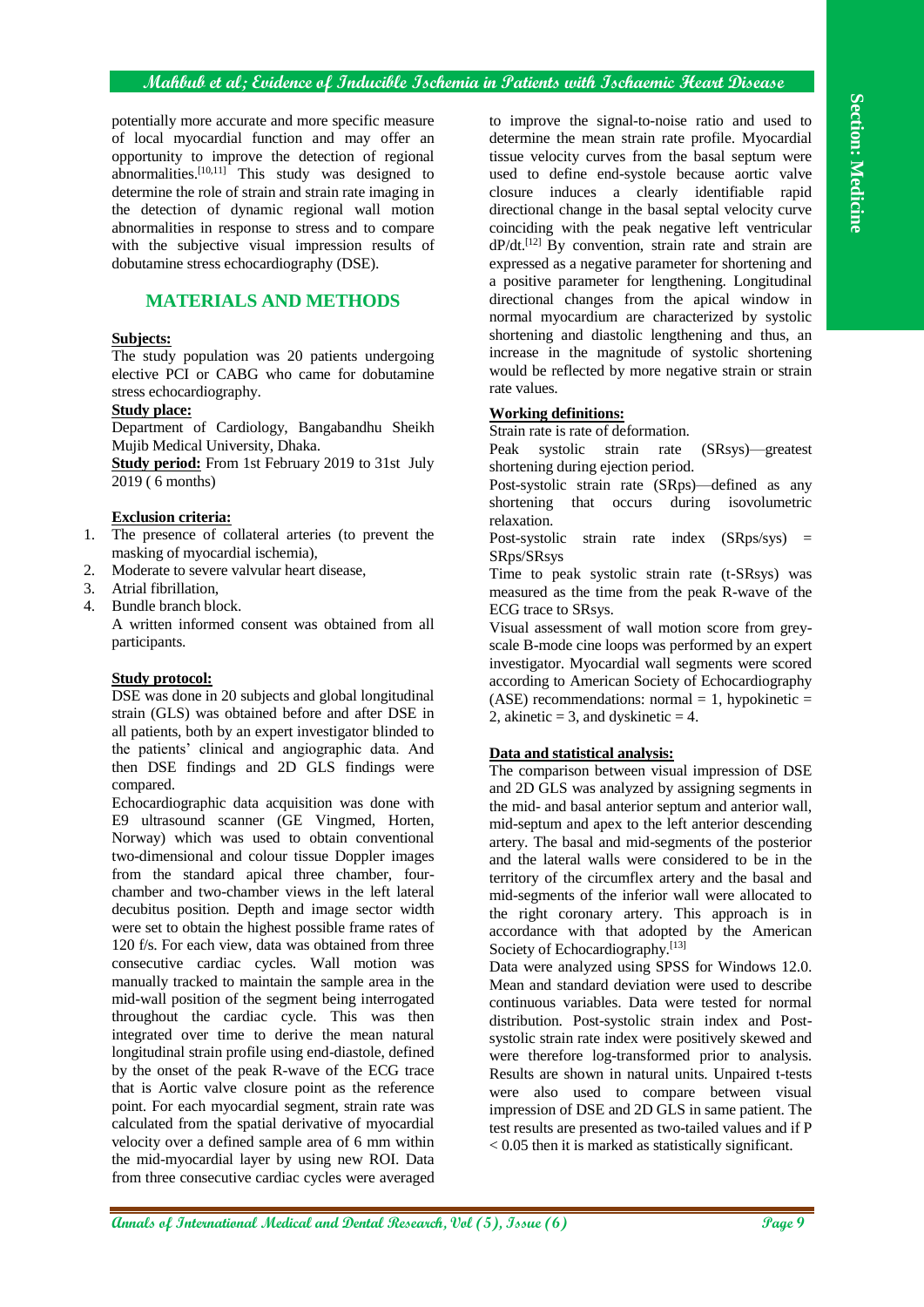potentially more accurate and more specific measure of local myocardial function and may offer an opportunity to improve the detection of regional abnormalities.[10,11] This study was designed to determine the role of strain and strain rate imaging in the detection of dynamic regional wall motion abnormalities in response to stress and to compare with the subjective visual impression results of dobutamine stress echocardiography (DSE).

## MATERIALS AND METHODS

**Subjects:**

The study population was 20 patients undergoing elective PCI or CABG who came for dobutamine stress echocardiography.

**Study place:**

Department of Cardiology, Bangabandhu Sheikh Mujib Medical University, Dhaka.

**Study period:** From 1st February 2019 to 31st July 2019 ( 6 months)

**Exclusion criteria:**

1. The presence of collateral arteries (to prevent the masking of myocardial ischemia),
2. Moderate to severe valvular heart disease,
3. Atrial fibrillation,
4. Bundle branch block.

A written informed consent was obtained from all participants.

**Study protocol:**

DSE was done in 20 subjects and global longitudinal strain (GLS) was obtained before and after DSE in all patients, both by an expert investigator blinded to the patients' clinical and angiographic data. And then DSE findings and 2D GLS findings were compared.

Echocardiographic data acquisition was done with E9 ultrasound scanner (GE Vingmed, Horten, Norway) which was used to obtain conventional two-dimensional and colour tissue Doppler images from the standard apical three chamber, four-chamber and two-chamber views in the left lateral decubitus position. Depth and image sector width were set to obtain the highest possible frame rates of 120 f/s. For each view, data was obtained from three consecutive cardiac cycles. Wall motion was manually tracked to maintain the sample area in the mid-wall position of the segment being interrogated throughout the cardiac cycle. This was then integrated over time to derive the mean natural longitudinal strain profile using end-diastole, defined by the onset of the peak R-wave of the ECG trace that is Aortic valve closure point as the reference point. For each myocardial segment, strain rate was calculated from the spatial derivative of myocardial velocity over a defined sample area of 6 mm within the mid-myocardial layer by using new ROI. Data from three consecutive cardiac cycles were averaged to improve the signal-to-noise ratio and used to determine the mean strain rate profile. Myocardial tissue velocity curves from the basal septum were used to define end-systole because aortic valve closure induces a clearly identifiable rapid directional change in the basal septal velocity curve coinciding with the peak negative left ventricular dP/dt.[12] By convention, strain rate and strain are expressed as a negative parameter for shortening and a positive parameter for lengthening. Longitudinal directional changes from the apical window in normal myocardium are characterized by systolic shortening and diastolic lengthening and thus, an increase in the magnitude of systolic shortening would be reflected by more negative strain or strain rate values.

**Working definitions:**

Strain rate is rate of deformation.

Peak systolic strain rate (SRsys)—greatest shortening during ejection period.

Post-systolic strain rate (SRps)—defined as any shortening that occurs during isovolumetric relaxation.

Post-systolic strain rate index (SRps/sys) = SRps/SRsys

Time to peak systolic strain rate (t-SRsys) was measured as the time from the peak R-wave of the ECG trace to SRsys.

Visual assessment of wall motion score from grey-scale B-mode cine loops was performed by an expert investigator. Myocardial wall segments were scored according to American Society of Echocardiography (ASE) recommendations: normal = 1, hypokinetic = 2, akinetic = 3, and dyskinetic = 4.

**Data and statistical analysis:**

The comparison between visual impression of DSE and 2D GLS was analyzed by assigning segments in the mid- and basal anterior septum and anterior wall, mid-septum and apex to the left anterior descending artery. The basal and mid-segments of the posterior and the lateral walls were considered to be in the territory of the circumflex artery and the basal and mid-segments of the inferior wall were allocated to the right coronary artery. This approach is in accordance with that adopted by the American Society of Echocardiography.[13]

Data were analyzed using SPSS for Windows 12.0. Mean and standard deviation were used to describe continuous variables. Data were tested for normal distribution. Post-systolic strain index and Post-systolic strain rate index were positively skewed and were therefore log-transformed prior to analysis. Results are shown in natural units. Unpaired t-tests were also used to compare between visual impression of DSE and 2D GLS in same patient. The test results are presented as two-tailed values and if $P < 0.05$ then it is marked as statistically significant.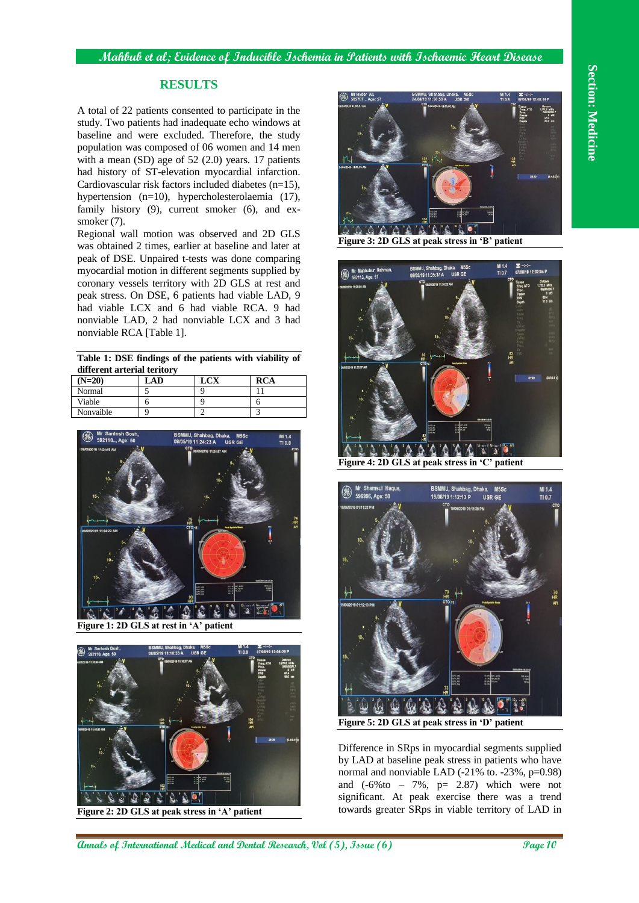## RESULTS

A total of 22 patients consented to participate in the study. Two patients had inadequate echo windows at baseline and were excluded. Therefore, the study population was composed of 06 women and 14 men with a mean (SD) age of 52 (2.0) years. 17 patients had history of ST-elevation myocardial infarction. Cardiovascular risk factors included diabetes (n=15), hypertension (n=10), hypercholesterolaemia (17), family history (9), current smoker (6), and ex-smoker (7).

Regional wall motion was observed and 2D GLS was obtained 2 times, earlier at baseline and later at peak of DSE. Unpaired t-tests was done comparing myocardial motion in different segments supplied by coronary vessels territory with 2D GLS at rest and peak stress. On DSE, 6 patients had viable LAD, 9 had viable LCX and 6 had viable RCA. 9 had nonviable LAD, 2 had nonviable LCX and 3 had nonviable RCA [Table 1].

**Table 1: DSE findings of the patients with viability of different arterial teritory**

| (N=20) | LAD | LCX | RCA |
|---|---|---|---|
| Normal | 5 | 9 | 11 |
| Viable | 6 | 9 | 6 |
| Nonvaible | 9 | 2 | 3 |

**Figure 1: 2D GLS at rest in 'A' patient**

**Figure 2: 2D GLS at peak stress in 'A' patient**

**Figure 3: 2D GLS at peak stress in 'B' patient**

**Figure 4: 2D GLS at peak stress in 'C' patient**

**Figure 5: 2D GLS at peak stress in 'D' patient**

Difference in SRps in myocardial segments supplied by LAD at baseline peak stress in patients who have normal and nonviable LAD (-21% to. -23%, p=0.98) and (-6%to – 7%, p= 2.87) which were not significant. At peak exercise there was a trend towards greater SRps in viable territory of LAD in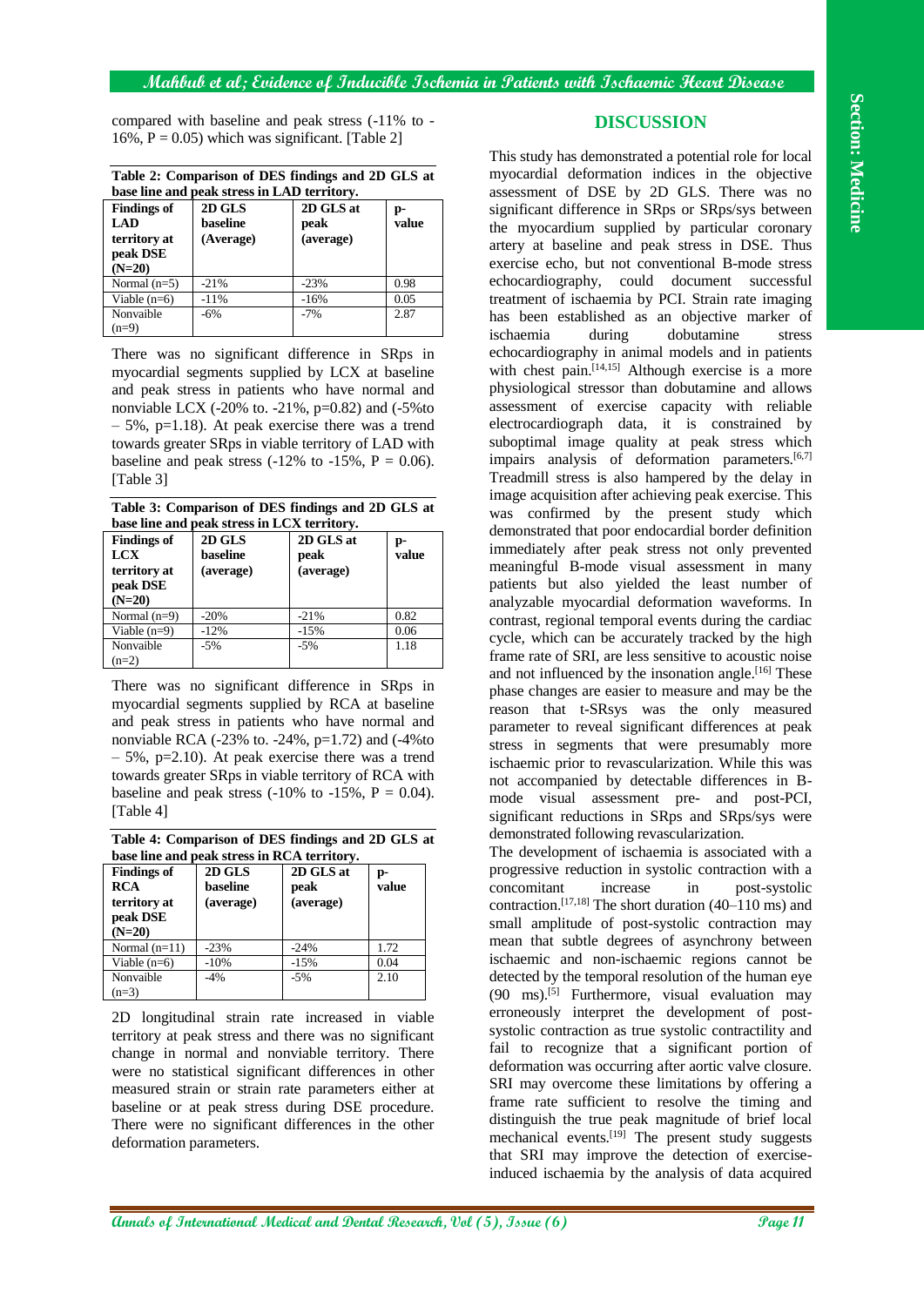compared with baseline and peak stress (-11% to -16%, P = 0.05) which was significant. [Table 2]

**Table 2: Comparison of DES findings and 2D GLS at base line and peak stress in LAD territory.**

| Findings of LAD territory at peak DSE (N=20) | 2D GLS baseline (Average) | 2D GLS at peak (average) | p-value |
|---|---|---|---|
| Normal (n=5) | -21% | -23% | 0.98 |
| Viable (n=6) | -11% | -16% | 0.05 |
| Nonvaible (n=9) | -6% | -7% | 2.87 |

There was no significant difference in SRps in myocardial segments supplied by LCX at baseline and peak stress in patients who have normal and nonviable LCX (-20% to. -21%, p=0.82) and (-5%to – 5%, p=1.18). At peak exercise there was a trend towards greater SRps in viable territory of LAD with baseline and peak stress (-12% to -15%, P = 0.06). [Table 3]

**Table 3: Comparison of DES findings and 2D GLS at base line and peak stress in LCX territory.**

| Findings of LCX territory at peak DSE (N=20) | 2D GLS baseline (average) | 2D GLS at peak (average) | p-value |
|---|---|---|---|
| Normal (n=9) | -20% | -21% | 0.82 |
| Viable (n=9) | -12% | -15% | 0.06 |
| Nonvaible (n=2) | -5% | -5% | 1.18 |

There was no significant difference in SRps in myocardial segments supplied by RCA at baseline and peak stress in patients who have normal and nonviable RCA (-23% to. -24%, p=1.72) and (-4%to – 5%, p=2.10). At peak exercise there was a trend towards greater SRps in viable territory of RCA with baseline and peak stress (-10% to -15%, P = 0.04). [Table 4]

**Table 4: Comparison of DES findings and 2D GLS at base line and peak stress in RCA territory.**

| Findings of RCA territory at peak DSE (N=20) | 2D GLS baseline (average) | 2D GLS at peak (average) | p-value |
|---|---|---|---|
| Normal (n=11) | -23% | -24% | 1.72 |
| Viable (n=6) | -10% | -15% | 0.04 |
| Nonvaible (n=3) | -4% | -5% | 2.10 |

2D longitudinal strain rate increased in viable territory at peak stress and there was no significant change in normal and nonviable territory. There were no statistical significant differences in other measured strain or strain rate parameters either at baseline or at peak stress during DSE procedure. There were no significant differences in the other deformation parameters.

## DISCUSSION

This study has demonstrated a potential role for local myocardial deformation indices in the objective assessment of DSE by 2D GLS. There was no significant difference in SRps or SRps/sys between the myocardium supplied by particular coronary artery at baseline and peak stress in DSE. Thus exercise echo, but not conventional B-mode stress echocardiography, could document successful treatment of ischaemia by PCI. Strain rate imaging has been established as an objective marker of ischaemia during dobutamine stress echocardiography in animal models and in patients with chest pain.[14,15] Although exercise is a more physiological stressor than dobutamine and allows assessment of exercise capacity with reliable electrocardiograph data, it is constrained by suboptimal image quality at peak stress which impairs analysis of deformation parameters.[6,7] Treadmill stress is also hampered by the delay in image acquisition after achieving peak exercise. This was confirmed by the present study which demonstrated that poor endocardial border definition immediately after peak stress not only prevented meaningful B-mode visual assessment in many patients but also yielded the least number of analyzable myocardial deformation waveforms. In contrast, regional temporal events during the cardiac cycle, which can be accurately tracked by the high frame rate of SRI, are less sensitive to acoustic noise and not influenced by the insonation angle.[16] These phase changes are easier to measure and may be the reason that t-SRsys was the only measured parameter to reveal significant differences at peak stress in segments that were presumably more ischaemic prior to revascularization. While this was not accompanied by detectable differences in B-mode visual assessment pre- and post-PCI, significant reductions in SRps and SRps/sys were demonstrated following revascularization.

The development of ischaemia is associated with a progressive reduction in systolic contraction with a concomitant increase in post-systolic contraction.[17,18] The short duration (40–110 ms) and small amplitude of post-systolic contraction may mean that subtle degrees of asynchrony between ischaemic and non-ischaemic regions cannot be detected by the temporal resolution of the human eye (90 ms).[5] Furthermore, visual evaluation may erroneously interpret the development of post-systolic contraction as true systolic contractility and fail to recognize that a significant portion of deformation was occurring after aortic valve closure. SRI may overcome these limitations by offering a frame rate sufficient to resolve the timing and distinguish the true peak magnitude of brief local mechanical events.[19] The present study suggests that SRI may improve the detection of exercise-induced ischaemia by the analysis of data acquired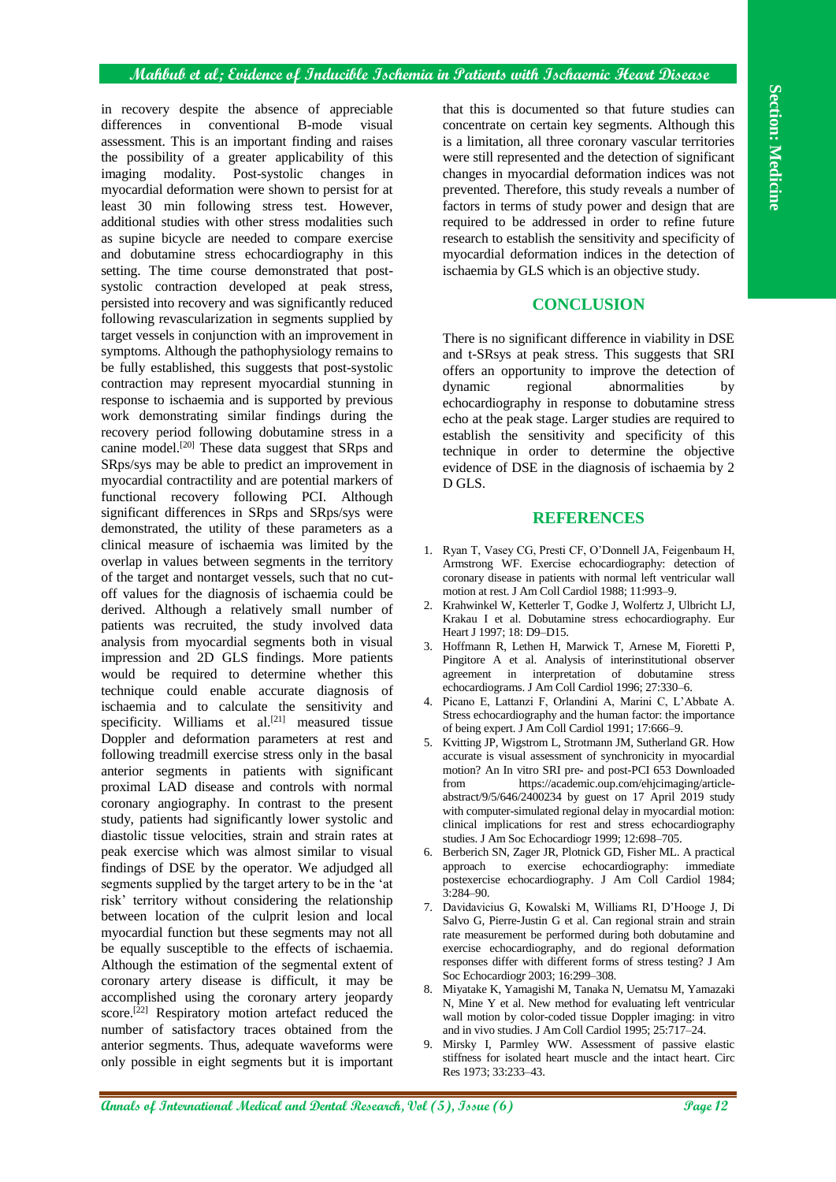in recovery despite the absence of appreciable differences in conventional B-mode visual assessment. This is an important finding and raises the possibility of a greater applicability of this imaging modality. Post-systolic changes in myocardial deformation were shown to persist for at least 30 min following stress test. However, additional studies with other stress modalities such as supine bicycle are needed to compare exercise and dobutamine stress echocardiography in this setting. The time course demonstrated that post-systolic contraction developed at peak stress, persisted into recovery and was significantly reduced following revascularization in segments supplied by target vessels in conjunction with an improvement in symptoms. Although the pathophysiology remains to be fully established, this suggests that post-systolic contraction may represent myocardial stunning in response to ischaemia and is supported by previous work demonstrating similar findings during the recovery period following dobutamine stress in a canine model.[20] These data suggest that SRps and SRps/sys may be able to predict an improvement in myocardial contractility and are potential markers of functional recovery following PCI. Although significant differences in SRps and SRps/sys were demonstrated, the utility of these parameters as a clinical measure of ischaemia was limited by the overlap in values between segments in the territory of the target and nontarget vessels, such that no cut-off values for the diagnosis of ischaemia could be derived. Although a relatively small number of patients was recruited, the study involved data analysis from myocardial segments both in visual impression and 2D GLS findings. More patients would be required to determine whether this technique could enable accurate diagnosis of ischaemia and to calculate the sensitivity and specificity. Williams et al.[21] measured tissue Doppler and deformation parameters at rest and following treadmill exercise stress only in the basal anterior segments in patients with significant proximal LAD disease and controls with normal coronary angiography. In contrast to the present study, patients had significantly lower systolic and diastolic tissue velocities, strain and strain rates at peak exercise which was almost similar to visual findings of DSE by the operator. We adjudged all segments supplied by the target artery to be in the 'at risk' territory without considering the relationship between location of the culprit lesion and local myocardial function but these segments may not all be equally susceptible to the effects of ischaemia. Although the estimation of the segmental extent of coronary artery disease is difficult, it may be accomplished using the coronary artery jeopardy score.[22] Respiratory motion artefact reduced the number of satisfactory traces obtained from the anterior segments. Thus, adequate waveforms were only possible in eight segments but it is important that this is documented so that future studies can concentrate on certain key segments. Although this is a limitation, all three coronary vascular territories were still represented and the detection of significant changes in myocardial deformation indices was not prevented. Therefore, this study reveals a number of factors in terms of study power and design that are required to be addressed in order to refine future research to establish the sensitivity and specificity of myocardial deformation indices in the detection of ischaemia by GLS which is an objective study.

## CONCLUSION

There is no significant difference in viability in DSE and t-SRsys at peak stress. This suggests that SRI offers an opportunity to improve the detection of dynamic regional abnormalities by echocardiography in response to dobutamine stress echo at the peak stage. Larger studies are required to establish the sensitivity and specificity of this technique in order to determine the objective evidence of DSE in the diagnosis of ischaemia by 2 D GLS.

## REFERENCES

1. Ryan T, Vasey CG, Presti CF, O'Donnell JA, Feigenbaum H, Armstrong WF. Exercise echocardiography: detection of coronary disease in patients with normal left ventricular wall motion at rest. J Am Coll Cardiol 1988; 11:993–9.
2. Krahwinkel W, Ketterler T, Godke J, Wolfertz J, Ulbricht LJ, Krakau I et al. Dobutamine stress echocardiography. Eur Heart J 1997; 18: D9–D15.
3. Hoffmann R, Lethen H, Marwick T, Arnese M, Fioretti P, Pingitore A et al. Analysis of interinstitutional observer agreement in interpretation of dobutamine stress echocardiograms. J Am Coll Cardiol 1996; 27:330–6.
4. Picano E, Lattanzi F, Orlandini A, Marini C, L'Abbate A. Stress echocardiography and the human factor: the importance of being expert. J Am Coll Cardiol 1991; 17:666–9.
5. Kvitting JP, Wigstrom L, Strotmann JM, Sutherland GR. How accurate is visual assessment of synchronicity in myocardial motion? An In vitro SRI pre- and post-PCI 653 Downloaded from https://academic.oup.com/ehjcimaging/article-abstract/9/5/646/2400234 by guest on 17 April 2019 study with computer-simulated regional delay in myocardial motion: clinical implications for rest and stress echocardiography studies. J Am Soc Echocardiogr 1999; 12:698–705.
6. Berberich SN, Zager JR, Plotnick GD, Fisher ML. A practical approach to exercise echocardiography: immediate postexercise echocardiography. J Am Coll Cardiol 1984; 3:284–90.
7. Davidavicius G, Kowalski M, Williams RI, D'Hooge J, Di Salvo G, Pierre-Justin G et al. Can regional strain and strain rate measurement be performed during both dobutamine and exercise echocardiography, and do regional deformation responses differ with different forms of stress testing? J Am Soc Echocardiogr 2003; 16:299–308.
8. Miyatake K, Yamagishi M, Tanaka N, Uematsu M, Yamazaki N, Mine Y et al. New method for evaluating left ventricular wall motion by color-coded tissue Doppler imaging: in vitro and in vivo studies. J Am Coll Cardiol 1995; 25:717–24.
9. Mirsky I, Parmley WW. Assessment of passive elastic stiffness for isolated heart muscle and the intact heart. Circ Res 1973; 33:233–43.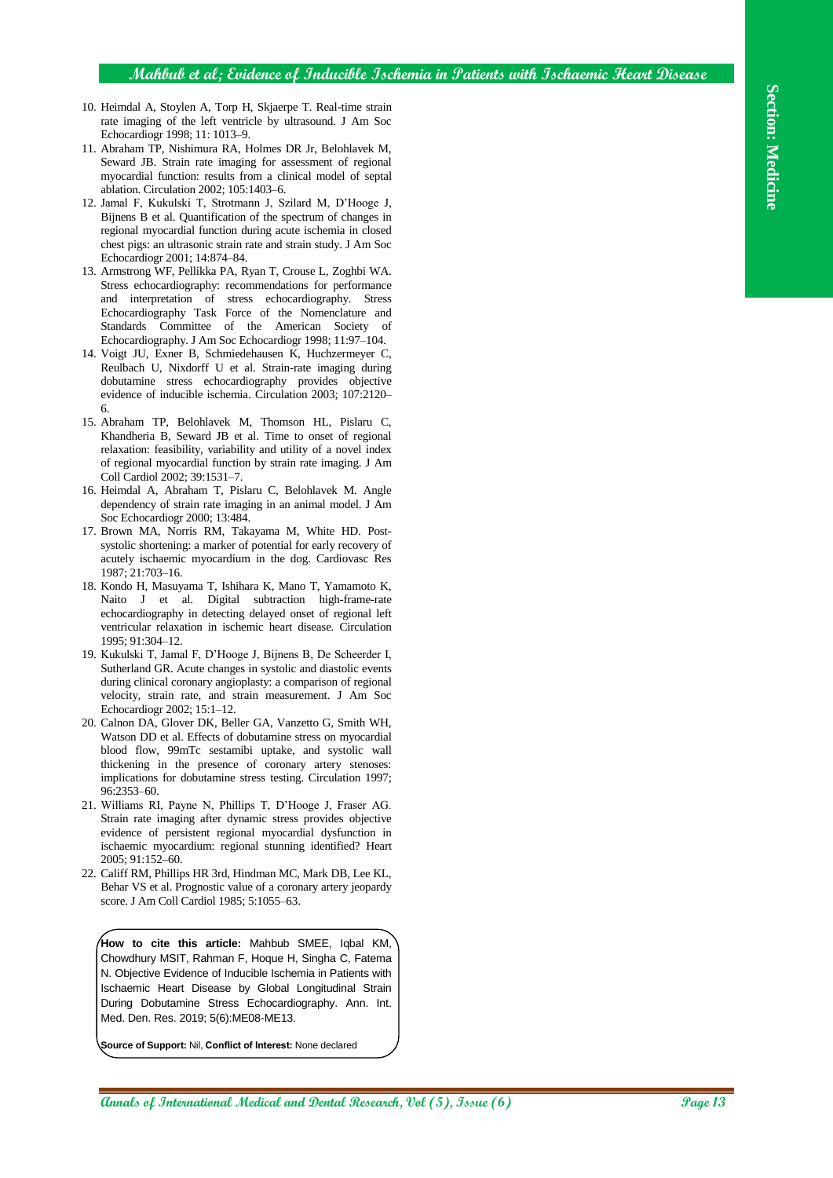10. Heimdal A, Stoylen A, Torp H, Skjaerpe T. Real-time strain rate imaging of the left ventricle by ultrasound. J Am Soc Echocardiogr 1998; 11: 1013–9.
11. Abraham TP, Nishimura RA, Holmes DR Jr, Belohlavek M, Seward JB. Strain rate imaging for assessment of regional myocardial function: results from a clinical model of septal ablation. Circulation 2002; 105:1403–6.
12. Jamal F, Kukulski T, Strotmann J, Szilard M, D'Hooge J, Bijnens B et al. Quantification of the spectrum of changes in regional myocardial function during acute ischemia in closed chest pigs: an ultrasonic strain rate and strain study. J Am Soc Echocardiogr 2001; 14:874–84.
13. Armstrong WF, Pellikka PA, Ryan T, Crouse L, Zoghbi WA. Stress echocardiography: recommendations for performance and interpretation of stress echocardiography. Stress Echocardiography Task Force of the Nomenclature and Standards Committee of the American Society of Echocardiography. J Am Soc Echocardiogr 1998; 11:97–104.
14. Voigt JU, Exner B, Schmiedehausen K, Huchzermeyer C, Reulbach U, Nixdorff U et al. Strain-rate imaging during dobutamine stress echocardiography provides objective evidence of inducible ischemia. Circulation 2003; 107:2120–6.
15. Abraham TP, Belohlavek M, Thomson HL, Pislaru C, Khandheria B, Seward JB et al. Time to onset of regional relaxation: feasibility, variability and utility of a novel index of regional myocardial function by strain rate imaging. J Am Coll Cardiol 2002; 39:1531–7.
16. Heimdal A, Abraham T, Pislaru C, Belohlavek M. Angle dependency of strain rate imaging in an animal model. J Am Soc Echocardiogr 2000; 13:484.
17. Brown MA, Norris RM, Takayama M, White HD. Post-systolic shortening: a marker of potential for early recovery of acutely ischaemic myocardium in the dog. Cardiovasc Res 1987; 21:703–16.
18. Kondo H, Masuyama T, Ishihara K, Mano T, Yamamoto K, Naito J et al. Digital subtraction high-frame-rate echocardiography in detecting delayed onset of regional left ventricular relaxation in ischemic heart disease. Circulation 1995; 91:304–12.
19. Kukulski T, Jamal F, D'Hooge J, Bijnens B, De Scheerder I, Sutherland GR. Acute changes in systolic and diastolic events during clinical coronary angioplasty: a comparison of regional velocity, strain rate, and strain measurement. J Am Soc Echocardiogr 2002; 15:1–12.
20. Calnon DA, Glover DK, Beller GA, Vanzetto G, Smith WH, Watson DD et al. Effects of dobutamine stress on myocardial blood flow, 99mTc sestamibi uptake, and systolic wall thickening in the presence of coronary artery stenoses: implications for dobutamine stress testing. Circulation 1997; 96:2353–60.
21. Williams RI, Payne N, Phillips T, D'Hooge J, Fraser AG. Strain rate imaging after dynamic stress provides objective evidence of persistent regional myocardial dysfunction in ischaemic myocardium: regional stunning identified? Heart 2005; 91:152–60.
22. Califf RM, Phillips HR 3rd, Hindman MC, Mark DB, Lee KL, Behar VS et al. Prognostic value of a coronary artery jeopardy score. J Am Coll Cardiol 1985; 5:1055–63.

**How to cite this article:** Mahbub SMEE, Iqbal KM, Chowdhury MSIT, Rahman F, Hoque H, Singha C, Fatema N. Objective Evidence of Inducible Ischemia in Patients with Ischaemic Heart Disease by Global Longitudinal Strain During Dobutamine Stress Echocardiography. Ann. Int. Med. Den. Res. 2019; 5(6):ME08-ME13.

**Source of Support:** Nil, **Conflict of Interest:** None declared